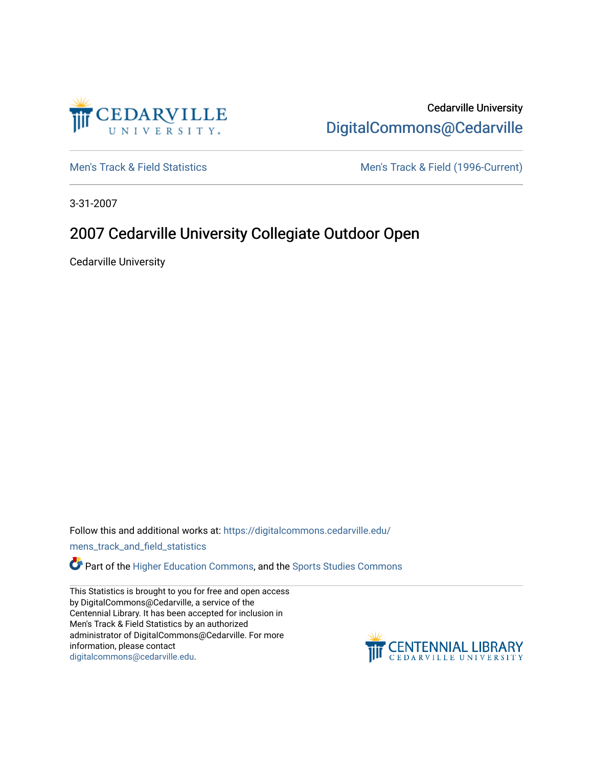Cedarville University

DigitalCommons@Cedarville

Men's Track & Field Statistics

Men's Track & Field (1996-Current)

3-31-2007

# 2007 Cedarville University Collegiate Outdoor Open

Cedarville University

Follow this and additional works at: https://digitalcommons.cedarville.edu/mens_track_and_field_statistics

Part of the Higher Education Commons, and the Sports Studies Commons

This Statistics is brought to you for free and open access by DigitalCommons@Cedarville, a service of the Centennial Library. It has been accepted for inclusion in Men's Track & Field Statistics by an authorized administrator of DigitalCommons@Cedarville. For more information, please contact digitalcommons@cedarville.edu.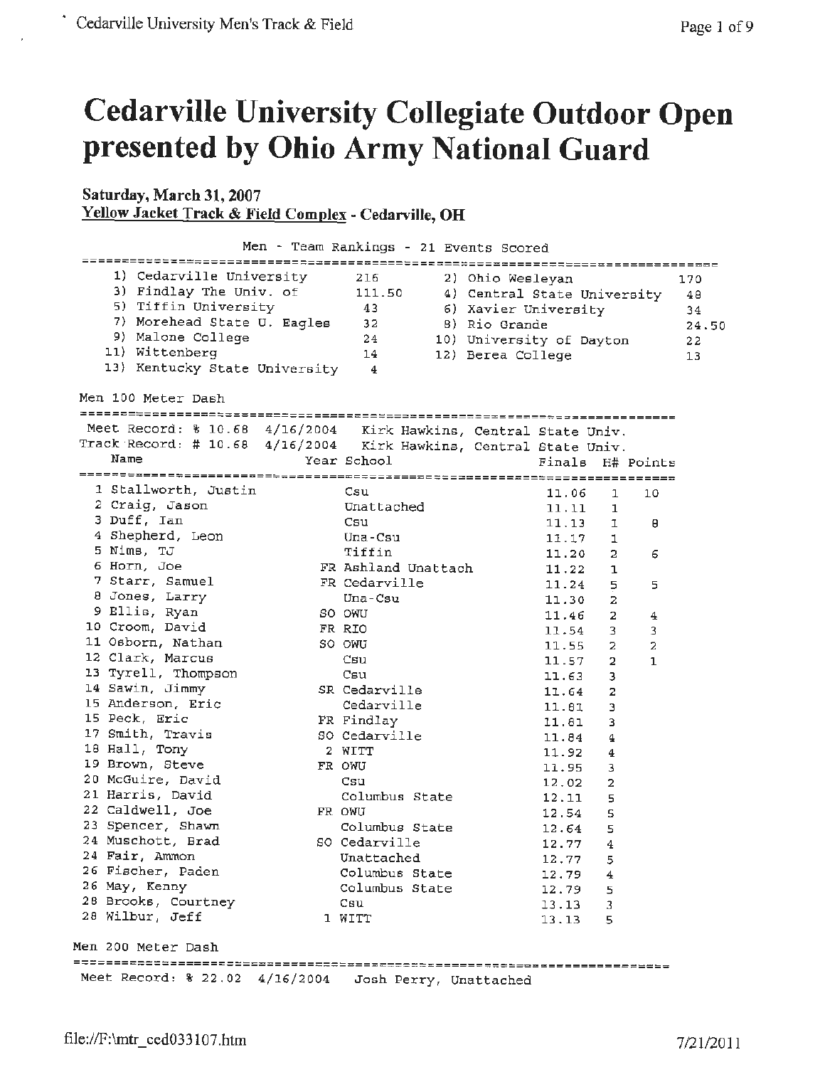# Cedarville University Collegiate Outdoor Open presented by Ohio Army National Guard

**Saturday, March 31, 2007**
**Yellow Jacket Track & Field Complex - Cedarville, OH**

## Men - Team Rankings - 21 Events Scored

| Rank | Team | Points | Rank | Team | Points |
|---|---|---|---|---|---|
| 1) | Cedarville University | 216 | 2) | Ohio Wesleyan | 170 |
| 3) | Findlay The Univ. of | 111.50 | 4) | Central State University | 48 |
| 5) | Tiffin University | 43 | 6) | Xavier University | 34 |
| 7) | Morehead State U. Eagles | 32 | 8) | Rio Grande | 24.50 |
| 9) | Malone College | 24 | 10) | University of Dayton | 22 |
| 11) | Wittenberg | 14 | 12) | Berea College | 13 |
| 13) | Kentucky State University | 4 | | | |

## Men 100 Meter Dash

Meet Record: % 10.68 4/16/2004 Kirk Hawkins, Central State Univ.
Track Record: # 10.68 4/16/2004 Kirk Hawkins, Central State Univ.

| Place | Name | Year | School | Finals | H# | Points |
|---|---|---|---|---|---|---|
| 1 | Stallworth, Justin | | Csu | 11.06 | 1 | 10 |
| 2 | Craig, Jason | | Unattached | 11.11 | 1 | |
| 3 | Duff, Ian | | Csu | 11.13 | 1 | 8 |
| 4 | Shepherd, Leon | | Una-Csu | 11.17 | 1 | |
| 5 | Nims, TJ | | Tiffin | 11.20 | 2 | 6 |
| 6 | Horn, Joe | FR | Ashland Unattach | 11.22 | 1 | |
| 7 | Starr, Samuel | FR | Cedarville | 11.24 | 5 | 5 |
| 8 | Jones, Larry | | Una-Csu | 11.30 | 2 | |
| 9 | Ellis, Ryan | SO | OWU | 11.46 | 2 | 4 |
| 10 | Croom, David | FR | RIO | 11.54 | 3 | 3 |
| 11 | Osborn, Nathan | SO | OWU | 11.55 | 2 | 2 |
| 12 | Clark, Marcus | | Csu | 11.57 | 2 | 1 |
| 13 | Tyrell, Thompson | | Csu | 11.63 | 3 | |
| 14 | Sawin, Jimmy | SR | Cedarville | 11.64 | 2 | |
| 15 | Anderson, Eric | | Cedarville | 11.81 | 3 | |
| 15 | Peck, Eric | FR | Findlay | 11.81 | 3 | |
| 17 | Smith, Travis | SO | Cedarville | 11.84 | 4 | |
| 18 | Hall, Tony | 2 | WITT | 11.92 | 4 | |
| 19 | Brown, Steve | FR | OWU | 11.95 | 3 | |
| 20 | McGuire, David | | Csu | 12.02 | 2 | |
| 21 | Harris, David | | Columbus State | 12.11 | 5 | |
| 22 | Caldwell, Joe | FR | OWU | 12.54 | 5 | |
| 23 | Spencer, Shawn | | Columbus State | 12.64 | 5 | |
| 24 | Muschott, Brad | SO | Cedarville | 12.77 | 4 | |
| 24 | Fair, Ammon | | Unattached | 12.77 | 5 | |
| 26 | Fischer, Paden | | Columbus State | 12.79 | 4 | |
| 26 | May, Kenny | | Columbus State | 12.79 | 5 | |
| 28 | Brooks, Courtney | | Csu | 13.13 | 3 | |
| 28 | Wilbur, Jeff | 1 | WITT | 13.13 | 5 | |

## Men 200 Meter Dash

Meet Record: % 22.02 4/16/2004 Josh Perry, Unattached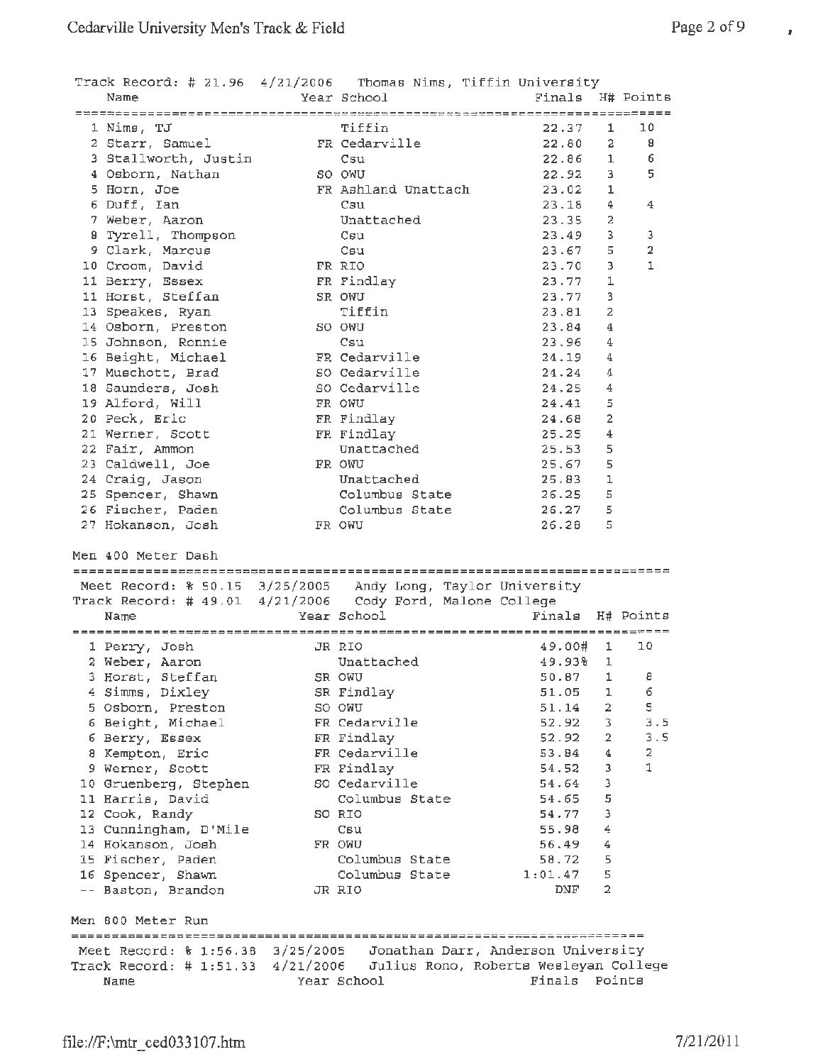Track Record: # 21.96 4/21/2006 Thomas Nims, Tiffin University

| Place | Name | Year | School | Finals | H# | Points |
|---|---|---|---|---|---|---|
| 1 | Nims, TJ | | Tiffin | 22.37 | 1 | 10 |
| 2 | Starr, Samuel | FR | Cedarville | 22.80 | 2 | 8 |
| 3 | Stallworth, Justin | | Csu | 22.86 | 1 | 6 |
| 4 | Osborn, Nathan | SO | OWU | 22.92 | 3 | 5 |
| 5 | Horn, Joe | FR | Ashland Unattach | 23.02 | 1 | |
| 6 | Duff, Ian | | Csu | 23.18 | 4 | 4 |
| 7 | Weber, Aaron | | Unattached | 23.35 | 2 | |
| 8 | Tyrell, Thompson | | Csu | 23.49 | 3 | 3 |
| 9 | Clark, Marcus | | Csu | 23.67 | 5 | 2 |
| 10 | Croom, David | FR | RIO | 23.70 | 3 | 1 |
| 11 | Berry, Essex | FR | Findlay | 23.77 | 1 | |
| 11 | Horst, Steffan | SR | OWU | 23.77 | 3 | |
| 13 | Speakes, Ryan | | Tiffin | 23.81 | 2 | |
| 14 | Osborn, Preston | SO | OWU | 23.84 | 4 | |
| 15 | Johnson, Ronnie | | Csu | 23.96 | 4 | |
| 16 | Beight, Michael | FR | Cedarville | 24.19 | 4 | |
| 17 | Muschott, Brad | SO | Cedarville | 24.24 | 4 | |
| 18 | Saunders, Josh | SO | Cedarville | 24.25 | 4 | |
| 19 | Alford, Will | FR | OWU | 24.41 | 5 | |
| 20 | Peck, Eric | FR | Findlay | 24.68 | 2 | |
| 21 | Werner, Scott | FR | Findlay | 25.25 | 4 | |
| 22 | Fair, Ammon | | Unattached | 25.53 | 5 | |
| 23 | Caldwell, Joe | FR | OWU | 25.67 | 5 | |
| 24 | Craig, Jason | | Unattached | 25.83 | 1 | |
| 25 | Spencer, Shawn | | Columbus State | 26.25 | 5 | |
| 26 | Fischer, Paden | | Columbus State | 26.27 | 5 | |
| 27 | Hokanson, Josh | FR | OWU | 26.28 | 5 | |

## Men 400 Meter Dash

Meet Record: % 50.15 3/25/2005 Andy Long, Taylor University
Track Record: # 49.01 4/21/2006 Cody Ford, Malone College

| Place | Name | Year | School | Finals | H# | Points |
|---|---|---|---|---|---|---|
| 1 | Perry, Josh | JR | RIO | 49.00# | 1 | 10 |
| 2 | Weber, Aaron | | Unattached | 49.93% | 1 | |
| 3 | Horst, Steffan | SR | OWU | 50.87 | 1 | 8 |
| 4 | Simms, Dixley | SR | Findlay | 51.05 | 1 | 6 |
| 5 | Osborn, Preston | SO | OWU | 51.14 | 2 | 5 |
| 6 | Beight, Michael | FR | Cedarville | 52.92 | 3 | 3.5 |
| 6 | Berry, Essex | FR | Findlay | 52.92 | 2 | 3.5 |
| 8 | Kempton, Eric | FR | Cedarville | 53.84 | 4 | 2 |
| 9 | Werner, Scott | FR | Findlay | 54.52 | 3 | 1 |
| 10 | Gruenberg, Stephen | SO | Cedarville | 54.64 | 3 | |
| 11 | Harris, David | | Columbus State | 54.65 | 5 | |
| 12 | Cook, Randy | SO | RIO | 54.77 | 3 | |
| 13 | Cunningham, D'Mile | | Csu | 55.98 | 4 | |
| 14 | Hokanson, Josh | FR | OWU | 56.49 | 4 | |
| 15 | Fischer, Paden | | Columbus State | 58.72 | 5 | |
| 16 | Spencer, Shawn | | Columbus State | 1:01.47 | 5 | |
| -- | Baston, Brandon | JR | RIO | DNF | 2 | |

## Men 800 Meter Run

Meet Record: % 1:56.38 3/25/2005 Jonathan Darr, Anderson University
Track Record: # 1:51.33 4/21/2006 Julius Rono, Roberts Wesleyan College

| Name | Year | School | Finals | Points |
|---|---|---|---|---|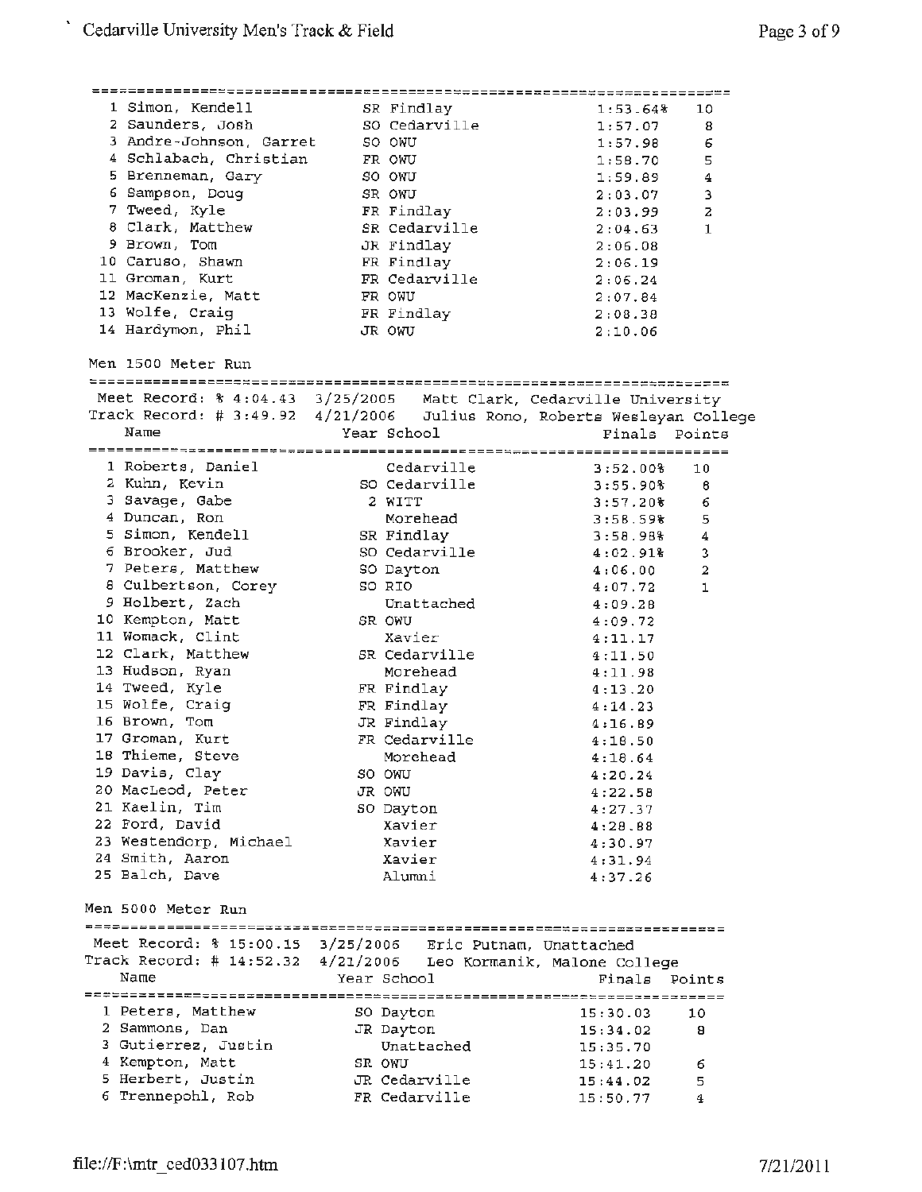| Place | Name | Year | School | Finals | Points |
|---|---|---|---|---|---|
| 1 | Simon, Kendell | SR | Findlay | 1:53.64% | 10 |
| 2 | Saunders, Josh | SO | Cedarville | 1:57.07 | 8 |
| 3 | Andre-Johnson, Garret | SO | OWU | 1:57.98 | 6 |
| 4 | Schlabach, Christian | FR | OWU | 1:58.70 | 5 |
| 5 | Brenneman, Gary | SO | OWU | 1:59.89 | 4 |
| 6 | Sampson, Doug | SR | OWU | 2:03.07 | 3 |
| 7 | Tweed, Kyle | FR | Findlay | 2:03.99 | 2 |
| 8 | Clark, Matthew | SR | Cedarville | 2:04.63 | 1 |
| 9 | Brown, Tom | JR | Findlay | 2:06.08 | |
| 10 | Caruso, Shawn | FR | Findlay | 2:06.19 | |
| 11 | Groman, Kurt | FR | Cedarville | 2:06.24 | |
| 12 | MacKenzie, Matt | FR | OWU | 2:07.84 | |
| 13 | Wolfe, Craig | FR | Findlay | 2:08.38 | |
| 14 | Hardymon, Phil | JR | OWU | 2:10.06 | |

## Men 1500 Meter Run

Meet Record: % 4:04.43 3/25/2005 Matt Clark, Cedarville University
Track Record: # 3:49.92 4/21/2006 Julius Rono, Roberts Wesleyan College

| Place | Name | Year | School | Finals | Points |
|---|---|---|---|---|---|
| 1 | Roberts, Daniel | | Cedarville | 3:52.00% | 10 |
| 2 | Kuhn, Kevin | SO | Cedarville | 3:55.90% | 8 |
| 3 | Savage, Gabe | 2 | WITT | 3:57.20% | 6 |
| 4 | Duncan, Ron | | Morehead | 3:58.59% | 5 |
| 5 | Simon, Kendell | SR | Findlay | 3:58.98% | 4 |
| 6 | Brooker, Jud | SO | Cedarville | 4:02.91% | 3 |
| 7 | Peters, Matthew | SO | Dayton | 4:06.00 | 2 |
| 8 | Culbertson, Corey | SO | RIO | 4:07.72 | 1 |
| 9 | Holbert, Zach | | Unattached | 4:09.28 | |
| 10 | Kempton, Matt | SR | OWU | 4:09.72 | |
| 11 | Womack, Clint | | Xavier | 4:11.17 | |
| 12 | Clark, Matthew | SR | Cedarville | 4:11.50 | |
| 13 | Hudson, Ryan | | Morehead | 4:11.98 | |
| 14 | Tweed, Kyle | FR | Findlay | 4:13.20 | |
| 15 | Wolfe, Craig | FR | Findlay | 4:14.23 | |
| 16 | Brown, Tom | JR | Findlay | 4:16.89 | |
| 17 | Groman, Kurt | FR | Cedarville | 4:18.50 | |
| 18 | Thieme, Steve | | Morehead | 4:18.64 | |
| 19 | Davis, Clay | SO | OWU | 4:20.24 | |
| 20 | MacLeod, Peter | JR | OWU | 4:22.58 | |
| 21 | Kaelin, Tim | SO | Dayton | 4:27.37 | |
| 22 | Ford, David | | Xavier | 4:28.88 | |
| 23 | Westendorp, Michael | | Xavier | 4:30.97 | |
| 24 | Smith, Aaron | | Xavier | 4:31.94 | |
| 25 | Balch, Dave | | Alumni | 4:37.26 | |

## Men 5000 Meter Run

Meet Record: % 15:00.15 3/25/2006 Eric Putnam, Unattached
Track Record: # 14:52.32 4/21/2006 Leo Kormanik, Malone College

| Place | Name | Year | School | Finals | Points |
|---|---|---|---|---|---|
| 1 | Peters, Matthew | SO | Dayton | 15:30.03 | 10 |
| 2 | Sammons, Dan | JR | Dayton | 15:34.02 | 8 |
| 3 | Gutierrez, Justin | | Unattached | 15:35.70 | |
| 4 | Kempton, Matt | SR | OWU | 15:41.20 | 6 |
| 5 | Herbert, Justin | JR | Cedarville | 15:44.02 | 5 |
| 6 | Trennepohl, Rob | FR | Cedarville | 15:50.77 | 4 |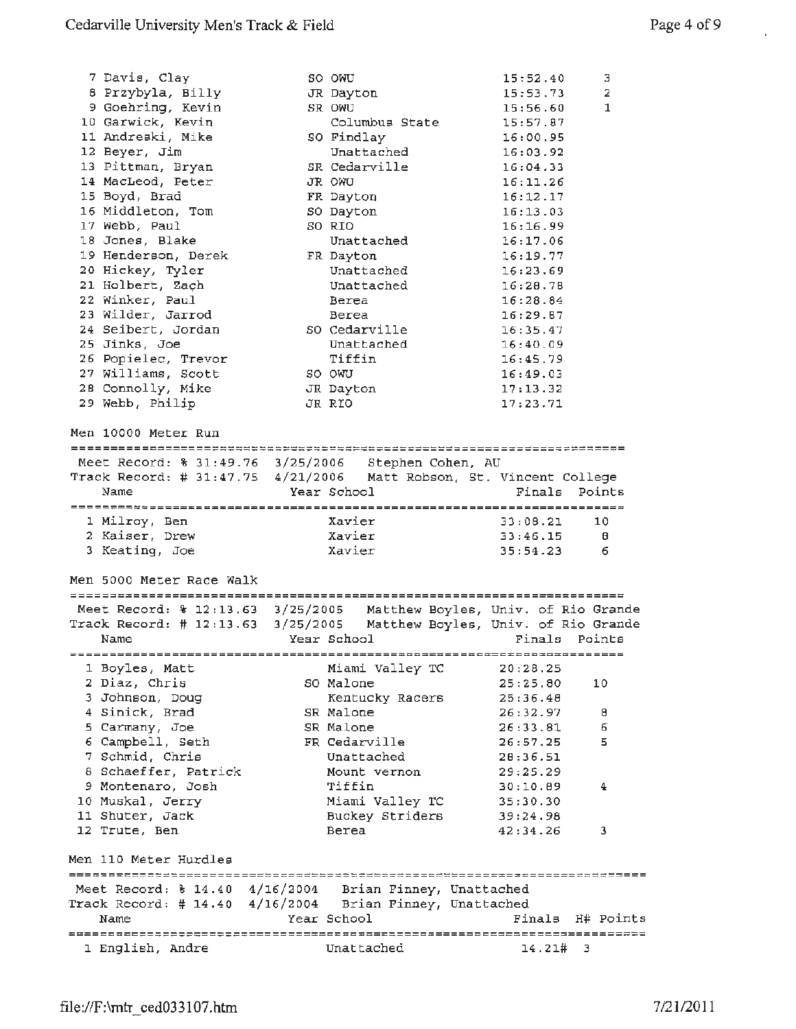| Place | Name | Year | School | Finals | Points |
|---|---|---|---|---|---|
| 7 | Davis, Clay | SO | OWU | 15:52.40 | 3 |
| 8 | Przybyla, Billy | JR | Dayton | 15:53.73 | 2 |
| 9 | Goehring, Kevin | SR | OWU | 15:56.60 | 1 |
| 10 | Garwick, Kevin | | Columbus State | 15:57.87 | |
| 11 | Andreski, Mike | SO | Findlay | 16:00.95 | |
| 12 | Beyer, Jim | | Unattached | 16:03.92 | |
| 13 | Pittman, Bryan | SR | Cedarville | 16:04.33 | |
| 14 | MacLeod, Peter | JR | OWU | 16:11.26 | |
| 15 | Boyd, Brad | FR | Dayton | 16:12.17 | |
| 16 | Middleton, Tom | SO | Dayton | 16:13.03 | |
| 17 | Webb, Paul | SO | RIO | 16:16.99 | |
| 18 | Jones, Blake | | Unattached | 16:17.06 | |
| 19 | Henderson, Derek | FR | Dayton | 16:19.77 | |
| 20 | Hickey, Tyler | | Unattached | 16:23.69 | |
| 21 | Holbert, Zach | | Unattached | 16:28.78 | |
| 22 | Winker, Paul | | Berea | 16:28.84 | |
| 23 | Wilder, Jarrod | | Berea | 16:29.87 | |
| 24 | Seibert, Jordan | SO | Cedarville | 16:35.47 | |
| 25 | Jinks, Joe | | Unattached | 16:40.09 | |
| 26 | Popielec, Trevor | | Tiffin | 16:45.79 | |
| 27 | Williams, Scott | SO | OWU | 16:49.03 | |
| 28 | Connolly, Mike | JR | Dayton | 17:13.32 | |
| 29 | Webb, Philip | JR | RIO | 17:23.71 | |

## Men 10000 Meter Run

Meet Record: % 31:49.76 3/25/2006 Stephen Cohen, AU
Track Record: # 31:47.75 4/21/2006 Matt Robson, St. Vincent College

| Place | Name | Year | School | Finals | Points |
|---|---|---|---|---|---|
| 1 | Milroy, Ben | | Xavier | 33:08.21 | 10 |
| 2 | Kaiser, Drew | | Xavier | 33:46.15 | 8 |
| 3 | Keating, Joe | | Xavier | 35:54.23 | 6 |

## Men 5000 Meter Race Walk

Meet Record: % 12:13.63 3/25/2005 Matthew Boyles, Univ. of Rio Grande
Track Record: # 12:13.63 3/25/2005 Matthew Boyles, Univ. of Rio Grande

| Place | Name | Year | School | Finals | Points |
|---|---|---|---|---|---|
| 1 | Boyles, Matt | | Miami Valley TC | 20:28.25 | |
| 2 | Diaz, Chris | SO | Malone | 25:25.80 | 10 |
| 3 | Johnson, Doug | | Kentucky Racers | 25:36.48 | |
| 4 | Sinick, Brad | SR | Malone | 26:32.97 | 8 |
| 5 | Carmany, Joe | SR | Malone | 26:33.81 | 6 |
| 6 | Campbell, Seth | FR | Cedarville | 26:57.25 | 5 |
| 7 | Schmid, Chris | | Unattached | 28:36.51 | |
| 8 | Schaeffer, Patrick | | Mount vernon | 29:25.29 | |
| 9 | Montenaro, Josh | | Tiffin | 30:10.89 | 4 |
| 10 | Muskal, Jerry | | Miami Valley TC | 35:30.30 | |
| 11 | Shuter, Jack | | Buckey Striders | 39:24.98 | |
| 12 | Trute, Ben | | Berea | 42:34.26 | 3 |

## Men 110 Meter Hurdles

Meet Record: % 14.40 4/16/2004 Brian Finney, Unattached
Track Record: # 14.40 4/16/2004 Brian Finney, Unattached

| Place | Name | Year | School | Finals | H# | Points |
|---|---|---|---|---|---|---|
| 1 | English, Andre | | Unattached | 14.21# | 3 | |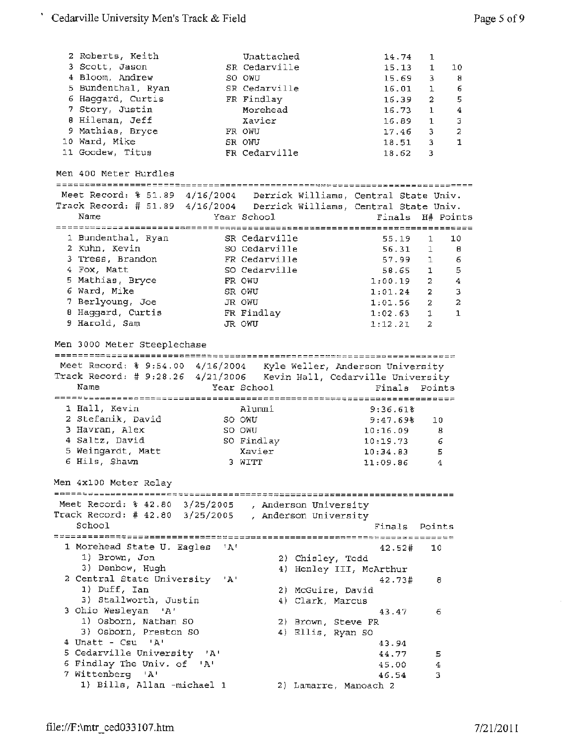| Place | Name | Year | School | Finals | H# | Points |
|---|---|---|---|---|---|---|
| 2 | Roberts, Keith | | Unattached | 14.74 | 1 | |
| 3 | Scott, Jason | SR | Cedarville | 15.13 | 1 | 10 |
| 4 | Bloom, Andrew | SO | OWU | 15.69 | 3 | 8 |
| 5 | Bundenthal, Ryan | SR | Cedarville | 16.01 | 1 | 6 |
| 6 | Haggard, Curtis | FR | Findlay | 16.39 | 2 | 5 |
| 7 | Story, Justin | | Morehead | 16.73 | 1 | 4 |
| 8 | Hileman, Jeff | | Xavier | 16.89 | 1 | 3 |
| 9 | Mathias, Bryce | FR | OWU | 17.46 | 3 | 2 |
| 10 | Ward, Mike | SR | OWU | 18.51 | 3 | 1 |
| 11 | Goodew, Titus | FR | Cedarville | 18.62 | 3 | |

## Men 400 Meter Hurdles

Meet Record: % 51.89 4/16/2004 Derrick Williams, Central State Univ.
Track Record: # 51.89 4/16/2004 Derrick Williams, Central State Univ.

| Place | Name | Year | School | Finals | H# | Points |
|---|---|---|---|---|---|---|
| 1 | Bundenthal, Ryan | SR | Cedarville | 55.19 | 1 | 10 |
| 2 | Kuhn, Kevin | SO | Cedarville | 56.31 | 1 | 8 |
| 3 | Tress, Brandon | FR | Cedarville | 57.99 | 1 | 6 |
| 4 | Fox, Matt | SO | Cedarville | 58.65 | 1 | 5 |
| 5 | Mathias, Bryce | FR | OWU | 1:00.19 | 2 | 4 |
| 6 | Ward, Mike | SR | OWU | 1:01.24 | 2 | 3 |
| 7 | Berlyoung, Joe | JR | OWU | 1:01.56 | 2 | 2 |
| 8 | Haggard, Curtis | FR | Findlay | 1:02.63 | 1 | 1 |
| 9 | Harold, Sam | JR | OWU | 1:12.21 | 2 | |

## Men 3000 Meter Steeplechase

Meet Record: % 9:54.00 4/16/2004 Kyle Weller, Anderson University
Track Record: # 9:28.26 4/21/2006 Kevin Hall, Cedarville University

| Place | Name | Year | School | Finals | Points |
|---|---|---|---|---|---|
| 1 | Hall, Kevin | | Alumni | 9:36.61% | |
| 2 | Stefanik, David | SO | OWU | 9:47.69% | 10 |
| 3 | Havran, Alex | SO | OWU | 10:16.09 | 8 |
| 4 | Saltz, David | SO | Findlay | 10:19.73 | 6 |
| 5 | Weingardt, Matt | | Xavier | 10:34.83 | 5 |
| 6 | Hils, Shawn | 3 | WITT | 11:09.86 | 4 |

## Men 4x100 Meter Relay

Meet Record: % 42.80 3/25/2005 , Anderson University
Track Record: # 42.80 3/25/2005 , Anderson University

| Place | School | Finals | Points |
|---|---|---|---|
| 1 | Morehead State U. Eagles 'A' | 42.52# | 10 |
| | 1) Brown, Jon; 2) Chisley, Todd; 3) Denbow, Hugh; 4) Henley III, McArthur | | |
| 2 | Central State University 'A' | 42.73# | 8 |
| | 1) Duff, Ian; 2) McGuire, David; 3) Stallworth, Justin; 4) Clark, Marcus | | |
| 3 | Ohio Wesleyan 'A' | 43.47 | 6 |
| | 1) Osborn, Nathan SO; 2) Brown, Steve FR; 3) Osborn, Preston SO; 4) Ellis, Ryan SO | | |
| 4 | Unatt - Csu 'A' | 43.94 | |
| 5 | Cedarville University 'A' | 44.77 | 5 |
| 6 | Findlay The Univ. of 'A' | 45.00 | 4 |
| 7 | Wittenberg 'A' | 46.54 | 3 |
| | 1) Bills, Allan -michael 1; 2) Lamarre, Manoach 2 | | |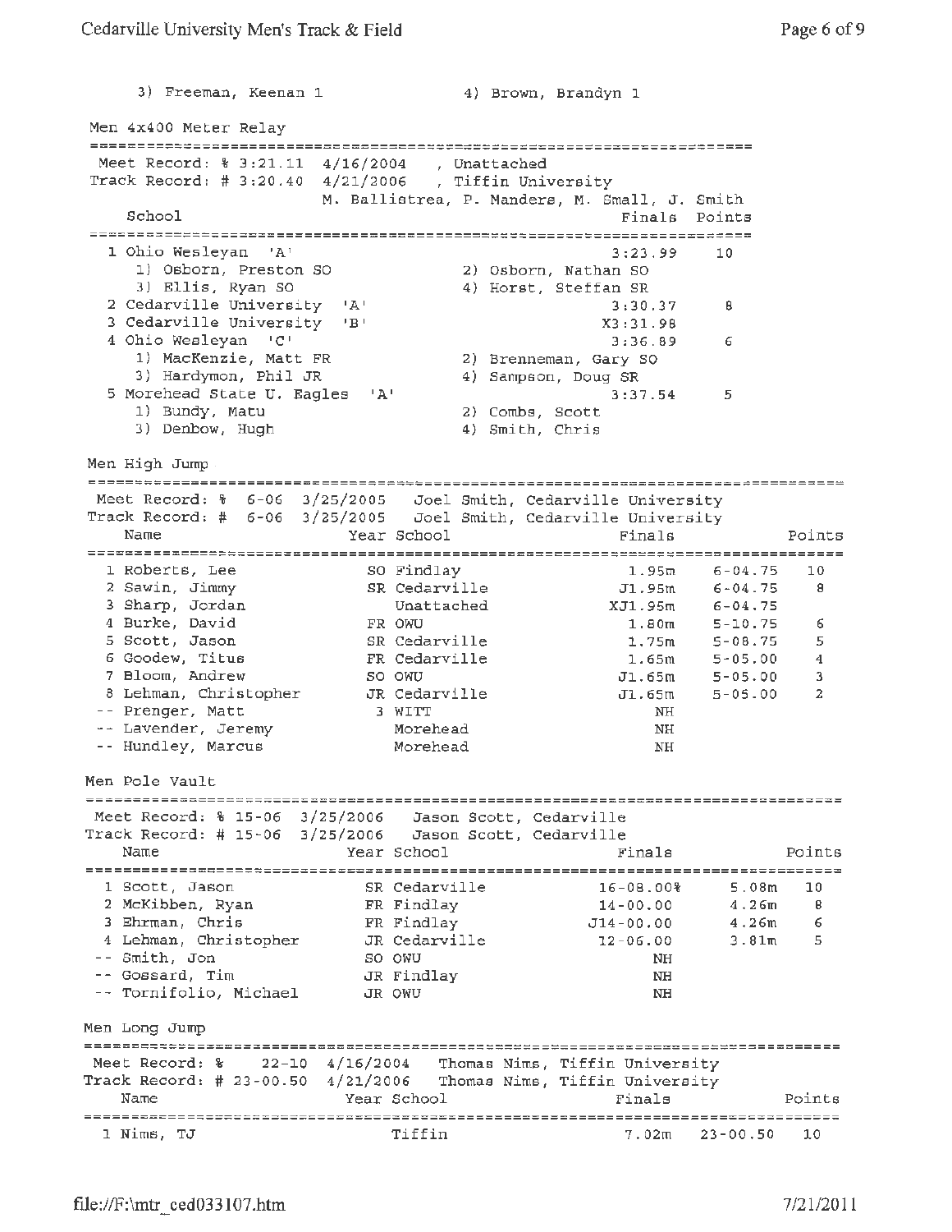3) Freeman, Keenan 1    4) Brown, Brandyn 1

## Men 4x400 Meter Relay

Meet Record: % 3:21.11 4/16/2004 , Unattached
Track Record: # 3:20.40 4/21/2006 , Tiffin University
M. Ballistrea, P. Manders, M. Small, J. Smith

| School | Finals | Points |
|---|---|---|
| 1 Ohio Wesleyan 'A' | 3:23.99 | 10 |
| 1) Osborn, Preston SO; 2) Osborn, Nathan SO; 3) Ellis, Ryan SO; 4) Horst, Steffan SR | | |
| 2 Cedarville University 'A' | 3:30.37 | 8 |
| 3 Cedarville University 'B' | X3:31.98 | |
| 4 Ohio Wesleyan 'C' | 3:36.89 | 6 |
| 1) MacKenzie, Matt FR; 2) Brenneman, Gary SO; 3) Hardymon, Phil JR; 4) Sampson, Doug SR | | |
| 5 Morehead State U. Eagles 'A' | 3:37.54 | 5 |
| 1) Bundy, Matu; 2) Combs, Scott; 3) Denbow, Hugh; 4) Smith, Chris | | |

## Men High Jump

Meet Record: % 6-06 3/25/2005 Joel Smith, Cedarville University
Track Record: # 6-06 3/25/2005 Joel Smith, Cedarville University

| Name | Year | School | Finals | | Points |
|---|---|---|---|---|---|
| 1 Roberts, Lee | SO | Findlay | 1.95m | 6-04.75 | 10 |
| 2 Sawin, Jimmy | SR | Cedarville | J1.95m | 6-04.75 | 8 |
| 3 Sharp, Jordan | | Unattached | XJ1.95m | 6-04.75 | |
| 4 Burke, David | FR | OWU | 1.80m | 5-10.75 | 6 |
| 5 Scott, Jason | SR | Cedarville | 1.75m | 5-08.75 | 5 |
| 6 Goodew, Titus | FR | Cedarville | 1.65m | 5-05.00 | 4 |
| 7 Bloom, Andrew | SO | OWU | J1.65m | 5-05.00 | 3 |
| 8 Lehman, Christopher | JR | Cedarville | J1.65m | 5-05.00 | 2 |
| -- Prenger, Matt | 3 | WITT | NH | | |
| -- Lavender, Jeremy | | Morehead | NH | | |
| -- Hundley, Marcus | | Morehead | NH | | |

## Men Pole Vault

Meet Record: % 15-06 3/25/2006 Jason Scott, Cedarville
Track Record: # 15-06 3/25/2006 Jason Scott, Cedarville

| Name | Year | School | Finals | | Points |
|---|---|---|---|---|---|
| 1 Scott, Jason | SR | Cedarville | 16-08.00% | 5.08m | 10 |
| 2 McKibben, Ryan | FR | Findlay | 14-00.00 | 4.26m | 8 |
| 3 Ehrman, Chris | FR | Findlay | J14-00.00 | 4.26m | 6 |
| 4 Lehman, Christopher | JR | Cedarville | 12-06.00 | 3.81m | 5 |
| -- Smith, Jon | SO | OWU | NH | | |
| -- Gossard, Tim | JR | Findlay | NH | | |
| -- Tornifolio, Michael | JR | OWU | NH | | |

## Men Long Jump

Meet Record: % 22-10 4/16/2004 Thomas Nims, Tiffin University
Track Record: # 23-00.50 4/21/2006 Thomas Nims, Tiffin University

| Name | Year | School | Finals | | Points |
|---|---|---|---|---|---|
| 1 Nims, TJ | | Tiffin | 7.02m | 23-00.50 | 10 |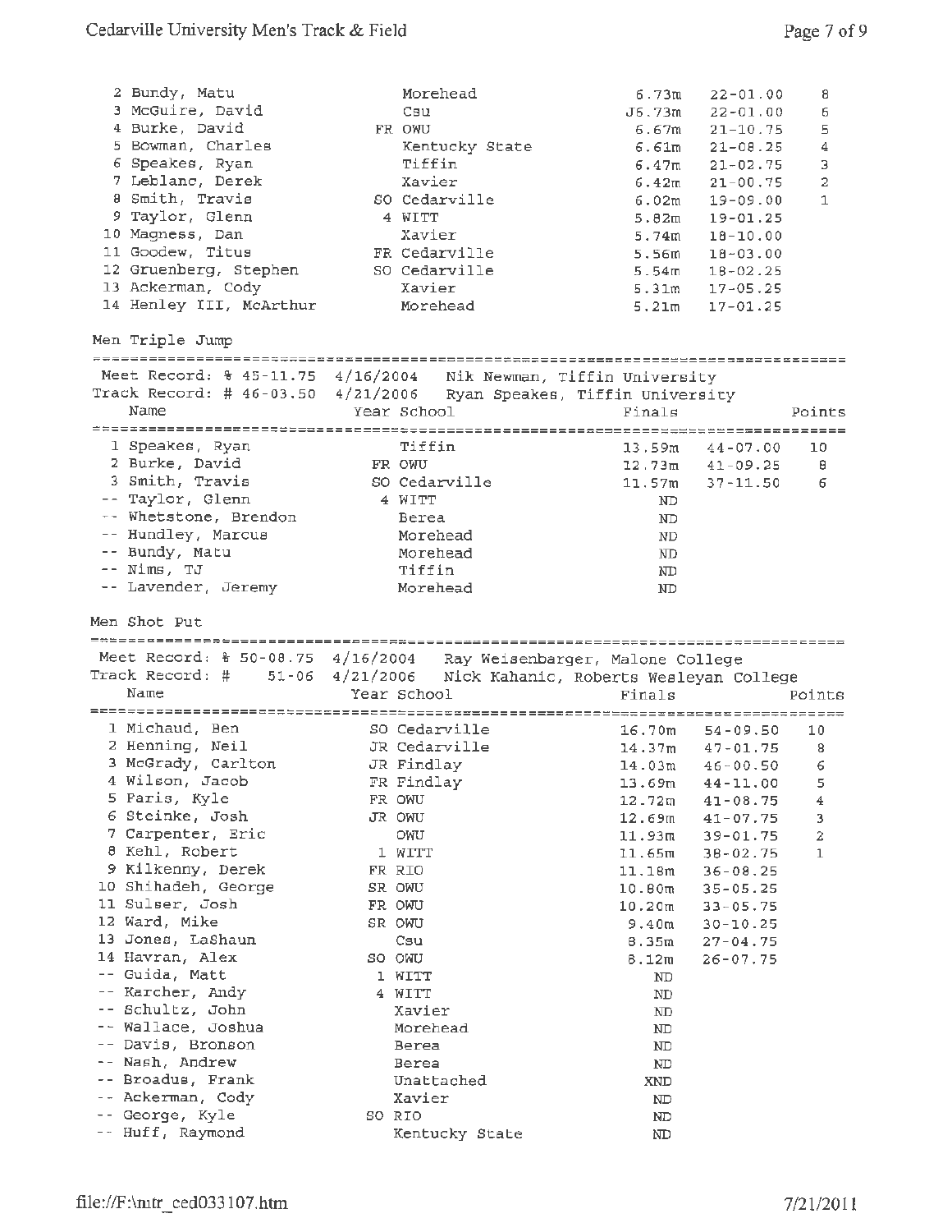| Place | Name | Year | School | Finals | | Points |
|---|---|---|---|---|---|---|
| 2 | Bundy, Matu | | Morehead | 6.73m | 22-01.00 | 8 |
| 3 | McGuire, David | | Csu | J6.73m | 22-01.00 | 6 |
| 4 | Burke, David | FR | OWU | 6.67m | 21-10.75 | 5 |
| 5 | Bowman, Charles | | Kentucky State | 6.61m | 21-08.25 | 4 |
| 6 | Speakes, Ryan | | Tiffin | 6.47m | 21-02.75 | 3 |
| 7 | Leblanc, Derek | | Xavier | 6.42m | 21-00.75 | 2 |
| 8 | Smith, Travis | SO | Cedarville | 6.02m | 19-09.00 | 1 |
| 9 | Taylor, Glenn | 4 | WITT | 5.82m | 19-01.25 | |
| 10 | Magness, Dan | | Xavier | 5.74m | 18-10.00 | |
| 11 | Goodew, Titus | FR | Cedarville | 5.56m | 18-03.00 | |
| 12 | Gruenberg, Stephen | SO | Cedarville | 5.54m | 18-02.25 | |
| 13 | Ackerman, Cody | | Xavier | 5.31m | 17-05.25 | |
| 14 | Henley III, McArthur | | Morehead | 5.21m | 17-01.25 | |

## Men Triple Jump

Meet Record: % 45-11.75 4/16/2004 Nik Newman, Tiffin University
Track Record: # 46-03.50 4/21/2006 Ryan Speakes, Tiffin University

| Place | Name | Year | School | Finals | | Points |
|---|---|---|---|---|---|---|
| 1 | Speakes, Ryan | | Tiffin | 13.59m | 44-07.00 | 10 |
| 2 | Burke, David | FR | OWU | 12.73m | 41-09.25 | 8 |
| 3 | Smith, Travis | SO | Cedarville | 11.57m | 37-11.50 | 6 |
| -- | Taylor, Glenn | 4 | WITT | ND | | |
| -- | Whetstone, Brendon | | Berea | ND | | |
| -- | Hundley, Marcus | | Morehead | ND | | |
| -- | Bundy, Matu | | Morehead | ND | | |
| -- | Nims, TJ | | Tiffin | ND | | |
| -- | Lavender, Jeremy | | Morehead | ND | | |

## Men Shot Put

Meet Record: % 50-08.75 4/16/2004 Ray Weisenbarger, Malone College
Track Record: # 51-06 4/21/2006 Nick Kahanic, Roberts Wesleyan College

| Place | Name | Year | School | Finals | | Points |
|---|---|---|---|---|---|---|
| 1 | Michaud, Ben | SO | Cedarville | 16.70m | 54-09.50 | 10 |
| 2 | Henning, Neil | JR | Cedarville | 14.37m | 47-01.75 | 8 |
| 3 | McGrady, Carlton | JR | Findlay | 14.03m | 46-00.50 | 6 |
| 4 | Wilson, Jacob | FR | Findlay | 13.69m | 44-11.00 | 5 |
| 5 | Faris, Kyle | FR | OWU | 12.72m | 41-08.75 | 4 |
| 6 | Steinke, Josh | JR | OWU | 12.69m | 41-07.75 | 3 |
| 7 | Carpenter, Eric | | OWU | 11.93m | 39-01.75 | 2 |
| 8 | Kehl, Robert | 1 | WITT | 11.65m | 38-02.75 | 1 |
| 9 | Kilkenny, Derek | FR | RIO | 11.18m | 36-08.25 | |
| 10 | Shihadeh, George | SR | OWU | 10.80m | 35-05.25 | |
| 11 | Sulser, Josh | FR | OWU | 10.20m | 33-05.75 | |
| 12 | Ward, Mike | SR | OWU | 9.40m | 30-10.25 | |
| 13 | Jones, LaShaun | | Csu | 8.35m | 27-04.75 | |
| 14 | Havran, Alex | SO | OWU | 8.12m | 26-07.75 | |
| -- | Guida, Matt | 1 | WITT | ND | | |
| -- | Karcher, Andy | 4 | WITT | ND | | |
| -- | Schultz, John | | Xavier | ND | | |
| -- | Wallace, Joshua | | Morehead | ND | | |
| -- | Davis, Bronson | | Berea | ND | | |
| -- | Nash, Andrew | | Berea | ND | | |
| -- | Broadus, Frank | | Unattached | XND | | |
| -- | Ackerman, Cody | | Xavier | ND | | |
| -- | George, Kyle | SO | RIO | ND | | |
| -- | Huff, Raymond | | Kentucky State | ND | | |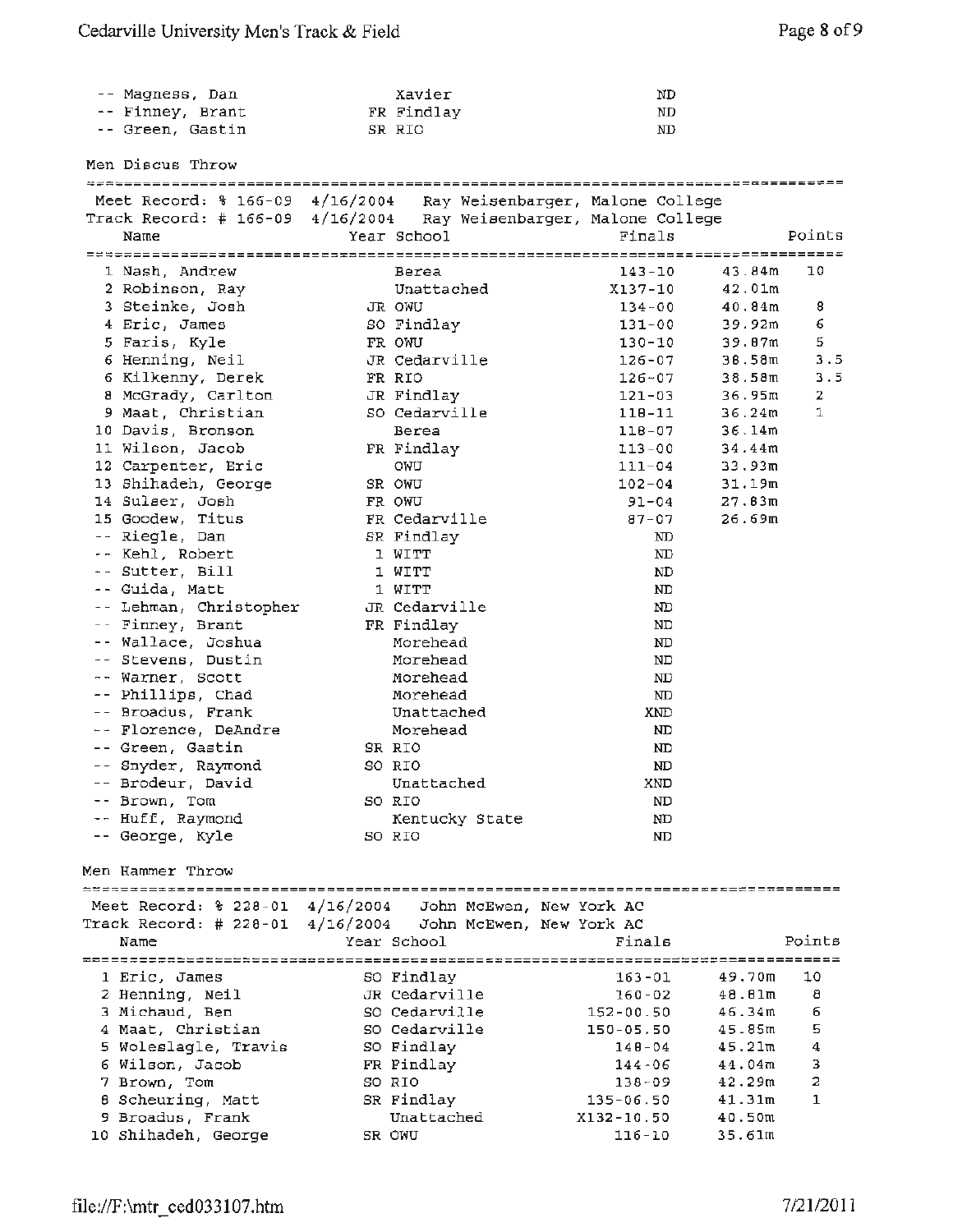| Place | Name | Year | School | Finals |
|---|---|---|---|---|
| -- | Magness, Dan | | Xavier | ND |
| -- | Finney, Brant | FR | Findlay | ND |
| -- | Green, Gastin | SR | RIO | ND |

## Men Discus Throw

Meet Record: % 166-09 4/16/2004 Ray Weisenbarger, Malone College
Track Record: # 166-09 4/16/2004 Ray Weisenbarger, Malone College

| Place | Name | Year | School | Finals | Metric | Points |
|---|---|---|---|---|---|---|
| 1 | Nash, Andrew | | Berea | 143-10 | 43.84m | 10 |
| 2 | Robinson, Ray | | Unattached | X137-10 | 42.01m | |
| 3 | Steinke, Josh | JR | OWU | 134-00 | 40.84m | 8 |
| 4 | Eric, James | SO | Findlay | 131-00 | 39.92m | 6 |
| 5 | Faris, Kyle | FR | OWU | 130-10 | 39.87m | 5 |
| 6 | Henning, Neil | JR | Cedarville | 126-07 | 38.58m | 3.5 |
| 6 | Kilkenny, Derek | FR | RIO | 126-07 | 38.58m | 3.5 |
| 8 | McGrady, Carlton | JR | Findlay | 121-03 | 36.95m | 2 |
| 9 | Maat, Christian | SO | Cedarville | 118-11 | 36.24m | 1 |
| 10 | Davis, Bronson | | Berea | 118-07 | 36.14m | |
| 11 | Wilson, Jacob | FR | Findlay | 113-00 | 34.44m | |
| 12 | Carpenter, Eric | | OWU | 111-04 | 33.93m | |
| 13 | Shihadeh, George | SR | OWU | 102-04 | 31.19m | |
| 14 | Sulser, Josh | FR | OWU | 91-04 | 27.83m | |
| 15 | Goodew, Titus | FR | Cedarville | 87-07 | 26.69m | |
| -- | Riegle, Dan | SR | Findlay | ND | | |
| -- | Kehl, Robert | 1 | WITT | ND | | |
| -- | Sutter, Bill | 1 | WITT | ND | | |
| -- | Guida, Matt | 1 | WITT | ND | | |
| -- | Lehman, Christopher | JR | Cedarville | ND | | |
| -- | Finney, Brant | FR | Findlay | ND | | |
| -- | Wallace, Joshua | | Morehead | ND | | |
| -- | Stevens, Dustin | | Morehead | ND | | |
| -- | Warner, Scott | | Morehead | ND | | |
| -- | Phillips, Chad | | Morehead | ND | | |
| -- | Broadus, Frank | | Unattached | XND | | |
| -- | Florence, DeAndre | | Morehead | ND | | |
| -- | Green, Gastin | SR | RIO | ND | | |
| -- | Snyder, Raymond | SO | RIO | ND | | |
| -- | Brodeur, David | | Unattached | XND | | |
| -- | Brown, Tom | SO | RIO | ND | | |
| -- | Huff, Raymond | | Kentucky State | ND | | |
| -- | George, Kyle | SO | RIO | ND | | |

## Men Hammer Throw

Meet Record: % 228-01 4/16/2004 John McEwen, New York AC
Track Record: # 228-01 4/16/2004 John McEwen, New York AC

| Place | Name | Year | School | Finals | Metric | Points |
|---|---|---|---|---|---|---|
| 1 | Eric, James | SO | Findlay | 163-01 | 49.70m | 10 |
| 2 | Henning, Neil | JR | Cedarville | 160-02 | 48.81m | 8 |
| 3 | Michaud, Ben | SO | Cedarville | 152-00.50 | 46.34m | 6 |
| 4 | Maat, Christian | SO | Cedarville | 150-05.50 | 45.85m | 5 |
| 5 | Woleslagle, Travis | SO | Findlay | 148-04 | 45.21m | 4 |
| 6 | Wilson, Jacob | FR | Findlay | 144-06 | 44.04m | 3 |
| 7 | Brown, Tom | SO | RIO | 138-09 | 42.29m | 2 |
| 8 | Scheuring, Matt | SR | Findlay | 135-06.50 | 41.31m | 1 |
| 9 | Broadus, Frank | | Unattached | X132-10.50 | 40.50m | |
| 10 | Shihadeh, George | SR | OWU | 116-10 | 35.61m | |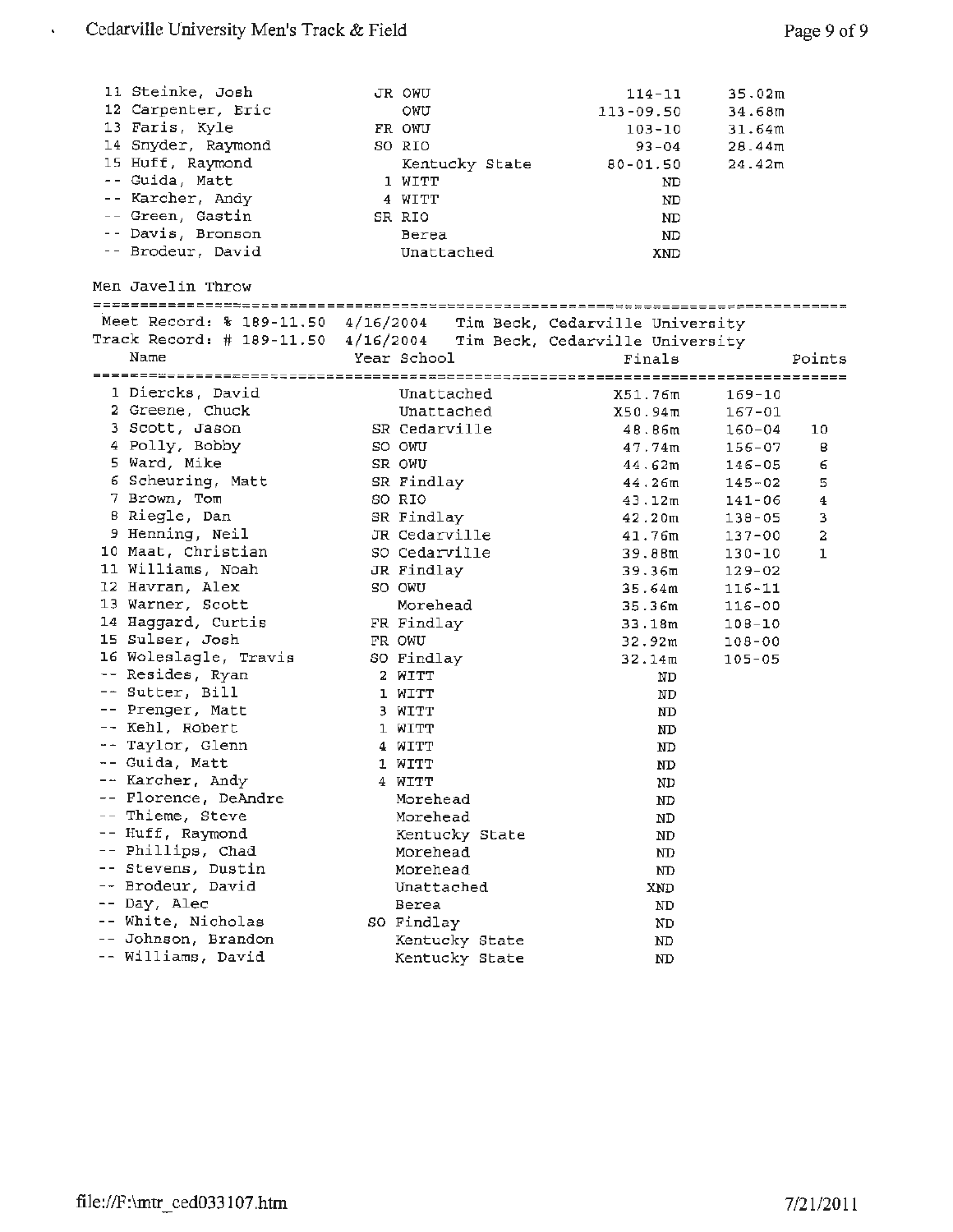| | | | | |
|---|---|---|---|---|
| 11 | Steinke, Josh | JR OWU | 114-11 | 35.02m |
| 12 | Carpenter, Eric | OWU | 113-09.50 | 34.68m |
| 13 | Faris, Kyle | FR OWU | 103-10 | 31.64m |
| 14 | Snyder, Raymond | SO RIO | 93-04 | 28.44m |
| 15 | Huff, Raymond | Kentucky State | 80-01.50 | 24.42m |
| -- | Guida, Matt | 1 WITT | ND | |
| -- | Karcher, Andy | 4 WITT | ND | |
| -- | Green, Gastin | SR RIO | ND | |
| -- | Davis, Bronson | Berea | ND | |
| -- | Brodeur, David | Unattached | XND | |

## Men Javelin Throw

Meet Record: % 189-11.50 4/16/2004 Tim Beck, Cedarville University
Track Record: # 189-11.50 4/16/2004 Tim Beck, Cedarville University

| | Name | Year School | Finals | | Points |
|---|---|---|---|---|---|
| 1 | Diercks, David | Unattached | X51.76m | 169-10 | |
| 2 | Greene, Chuck | Unattached | X50.94m | 167-01 | |
| 3 | Scott, Jason | SR Cedarville | 48.86m | 160-04 | 10 |
| 4 | Polly, Bobby | SO OWU | 47.74m | 156-07 | 8 |
| 5 | Ward, Mike | SR OWU | 44.62m | 146-05 | 6 |
| 6 | Scheuring, Matt | SR Findlay | 44.26m | 145-02 | 5 |
| 7 | Brown, Tom | SO RIO | 43.12m | 141-06 | 4 |
| 8 | Riegle, Dan | SR Findlay | 42.20m | 138-05 | 3 |
| 9 | Henning, Neil | JR Cedarville | 41.76m | 137-00 | 2 |
| 10 | Maat, Christian | SO Cedarville | 39.88m | 130-10 | 1 |
| 11 | Williams, Noah | JR Findlay | 39.36m | 129-02 | |
| 12 | Havran, Alex | SO OWU | 35.64m | 116-11 | |
| 13 | Warner, Scott | Morehead | 35.36m | 116-00 | |
| 14 | Haggard, Curtis | FR Findlay | 33.18m | 108-10 | |
| 15 | Sulser, Josh | FR OWU | 32.92m | 108-00 | |
| 16 | Woleslagle, Travis | SO Findlay | 32.14m | 105-05 | |
| -- | Resides, Ryan | 2 WITT | ND | | |
| -- | Sutter, Bill | 1 WITT | ND | | |
| -- | Prenger, Matt | 3 WITT | ND | | |
| -- | Kehl, Robert | 1 WITT | ND | | |
| -- | Taylor, Glenn | 4 WITT | ND | | |
| -- | Guida, Matt | 1 WITT | ND | | |
| -- | Karcher, Andy | 4 WITT | ND | | |
| -- | Florence, DeAndre | Morehead | ND | | |
| -- | Thieme, Steve | Morehead | ND | | |
| -- | Huff, Raymond | Kentucky State | ND | | |
| -- | Phillips, Chad | Morehead | ND | | |
| -- | Stevens, Dustin | Morehead | ND | | |
| -- | Brodeur, David | Unattached | XND | | |
| -- | Day, Alec | Berea | ND | | |
| -- | White, Nicholas | SO Findlay | ND | | |
| -- | Johnson, Brandon | Kentucky State | ND | | |
| -- | Williams, David | Kentucky State | ND | | |